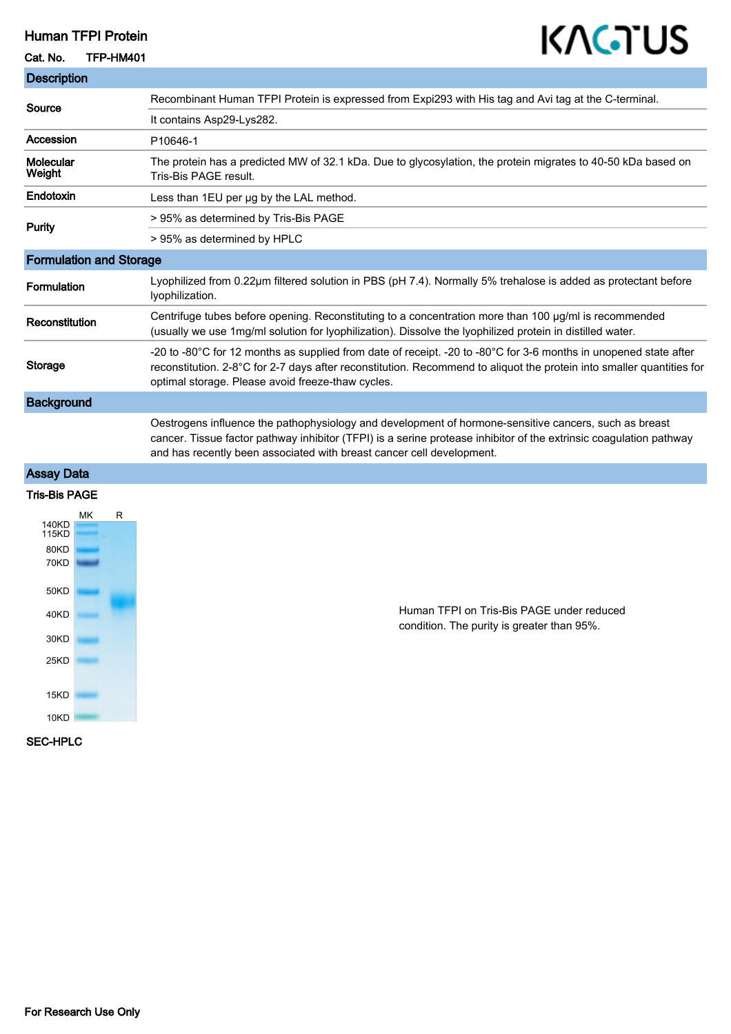# Human TFPI Protein

**Cat. No.** TFP-HM401

KACTUS

## Description

| | |
|---|---|
| **Source** | Recombinant Human TFPI Protein is expressed from Expi293 with His tag and Avi tag at the C-terminal. |
| | It contains Asp29-Lys282. |
| **Accession** | P10646-1 |
| **Molecular Weight** | The protein has a predicted MW of 32.1 kDa. Due to glycosylation, the protein migrates to 40-50 kDa based on Tris-Bis PAGE result. |
| **Endotoxin** | Less than 1EU per μg by the LAL method. |
| **Purity** | > 95% as determined by Tris-Bis PAGE |
| | > 95% as determined by HPLC |

## Formulation and Storage

| | |
|---|---|
| **Formulation** | Lyophilized from 0.22μm filtered solution in PBS (pH 7.4). Normally 5% trehalose is added as protectant before lyophilization. |
| **Reconstitution** | Centrifuge tubes before opening. Reconstituting to a concentration more than 100 μg/ml is recommended (usually we use 1mg/ml solution for lyophilization). Dissolve the lyophilized protein in distilled water. |
| **Storage** | -20 to -80°C for 12 months as supplied from date of receipt. -20 to -80°C for 3-6 months in unopened state after reconstitution. 2-8°C for 2-7 days after reconstitution. Recommend to aliquot the protein into smaller quantities for optimal storage. Please avoid freeze-thaw cycles. |

## Background

Oestrogens influence the pathophysiology and development of hormone-sensitive cancers, such as breast cancer. Tissue factor pathway inhibitor (TFPI) is a serine protease inhibitor of the extrinsic coagulation pathway and has recently been associated with breast cancer cell development.

## Assay Data

### Tris-Bis PAGE

Human TFPI on Tris-Bis PAGE under reduced condition. The purity is greater than 95%.

### SEC-HPLC

For Research Use Only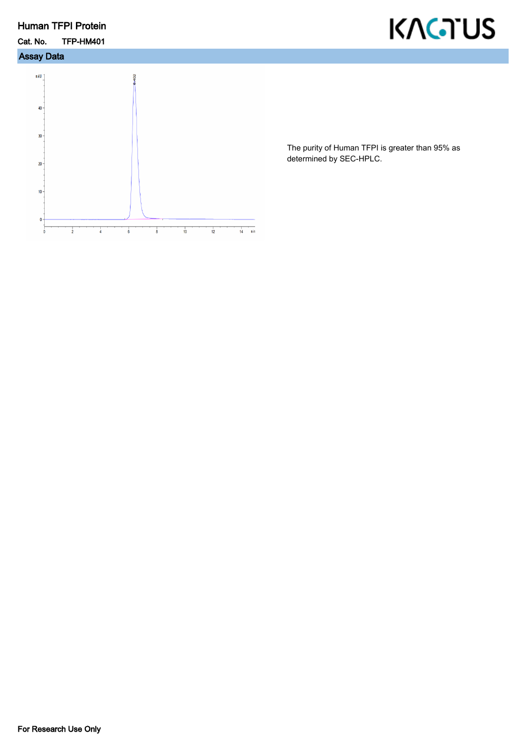Human TFPI Protein

Cat. No. TFP-HM401

## Assay Data

mAU

40

30

20

10

0

0 2 4 6 8 10 12 14 min

6.402

The purity of Human TFPI is greater than 95% as determined by SEC-HPLC.

For Research Use Only